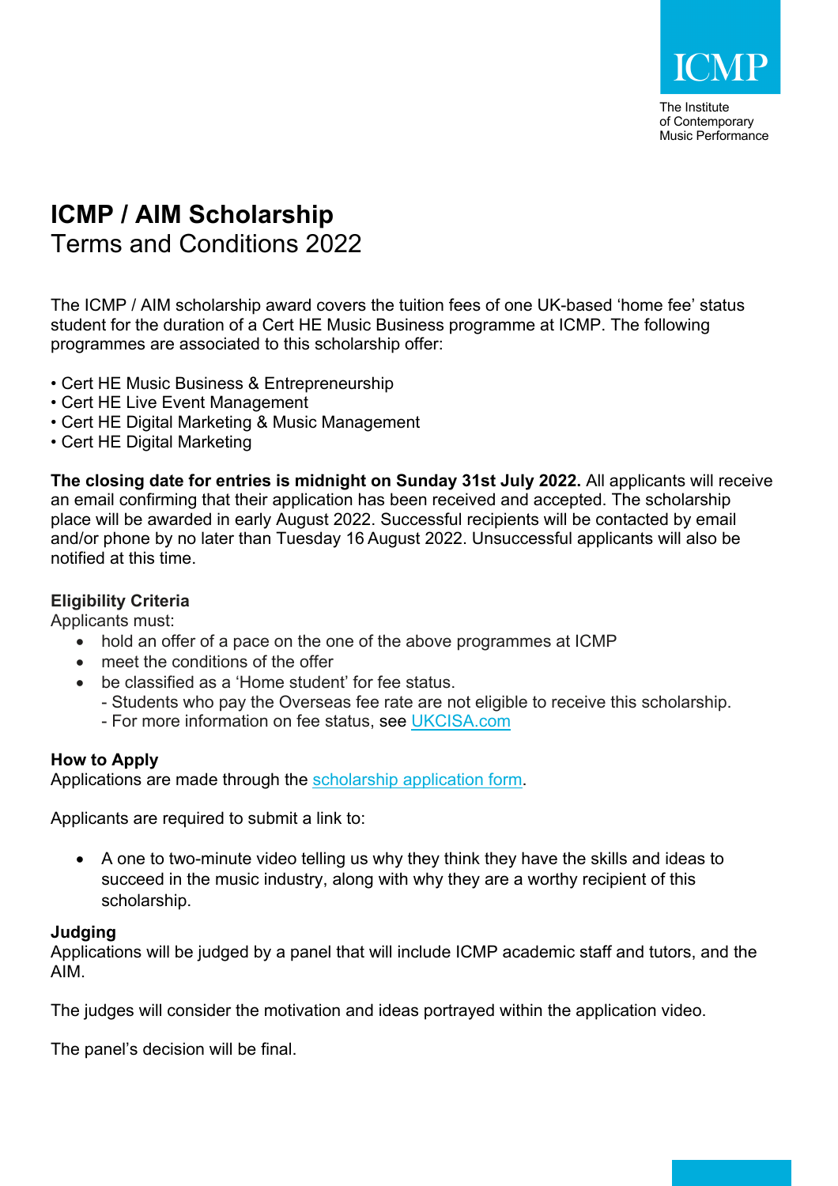ICMP

The Institute of Contemporary Music Performance

# ICMP / AIM Scholarship

Terms and Conditions 2022

The ICMP / AIM scholarship award covers the tuition fees of one UK-based 'home fee' status student for the duration of a Cert HE Music Business programme at ICMP. The following programmes are associated to this scholarship offer:

• Cert HE Music Business & Entrepreneurship
• Cert HE Live Event Management
• Cert HE Digital Marketing & Music Management
• Cert HE Digital Marketing

**The closing date for entries is midnight on Sunday 31st July 2022.** All applicants will receive an email confirming that their application has been received and accepted. The scholarship place will be awarded in early August 2022. Successful recipients will be contacted by email and/or phone by no later than Tuesday 16 August 2022. Unsuccessful applicants will also be notified at this time.

### Eligibility Criteria

Applicants must:

- hold an offer of a pace on the one of the above programmes at ICMP
- meet the conditions of the offer
- be classified as a 'Home student' for fee status.
  - Students who pay the Overseas fee rate are not eligible to receive this scholarship.
  - For more information on fee status, see UKCISA.com

### How to Apply

Applications are made through the scholarship application form.

Applicants are required to submit a link to:

- A one to two-minute video telling us why they think they have the skills and ideas to succeed in the music industry, along with why they are a worthy recipient of this scholarship.

### Judging

Applications will be judged by a panel that will include ICMP academic staff and tutors, and the AIM.

The judges will consider the motivation and ideas portrayed within the application video.

The panel's decision will be final.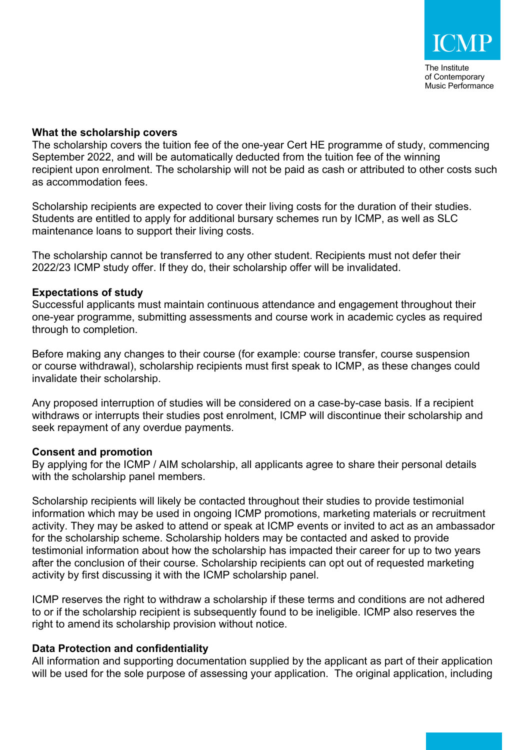**What the scholarship covers**

The scholarship covers the tuition fee of the one-year Cert HE programme of study, commencing September 2022, and will be automatically deducted from the tuition fee of the winning recipient upon enrolment. The scholarship will not be paid as cash or attributed to other costs such as accommodation fees.

Scholarship recipients are expected to cover their living costs for the duration of their studies. Students are entitled to apply for additional bursary schemes run by ICMP, as well as SLC maintenance loans to support their living costs.

The scholarship cannot be transferred to any other student. Recipients must not defer their 2022/23 ICMP study offer. If they do, their scholarship offer will be invalidated.

**Expectations of study**

Successful applicants must maintain continuous attendance and engagement throughout their one-year programme, submitting assessments and course work in academic cycles as required through to completion.

Before making any changes to their course (for example: course transfer, course suspension or course withdrawal), scholarship recipients must first speak to ICMP, as these changes could invalidate their scholarship.

Any proposed interruption of studies will be considered on a case-by-case basis. If a recipient withdraws or interrupts their studies post enrolment, ICMP will discontinue their scholarship and seek repayment of any overdue payments.

**Consent and promotion**

By applying for the ICMP / AIM scholarship, all applicants agree to share their personal details with the scholarship panel members.

Scholarship recipients will likely be contacted throughout their studies to provide testimonial information which may be used in ongoing ICMP promotions, marketing materials or recruitment activity. They may be asked to attend or speak at ICMP events or invited to act as an ambassador for the scholarship scheme. Scholarship holders may be contacted and asked to provide testimonial information about how the scholarship has impacted their career for up to two years after the conclusion of their course. Scholarship recipients can opt out of requested marketing activity by first discussing it with the ICMP scholarship panel.

ICMP reserves the right to withdraw a scholarship if these terms and conditions are not adhered to or if the scholarship recipient is subsequently found to be ineligible. ICMP also reserves the right to amend its scholarship provision without notice.

**Data Protection and confidentiality**

All information and supporting documentation supplied by the applicant as part of their application will be used for the sole purpose of assessing your application. The original application, including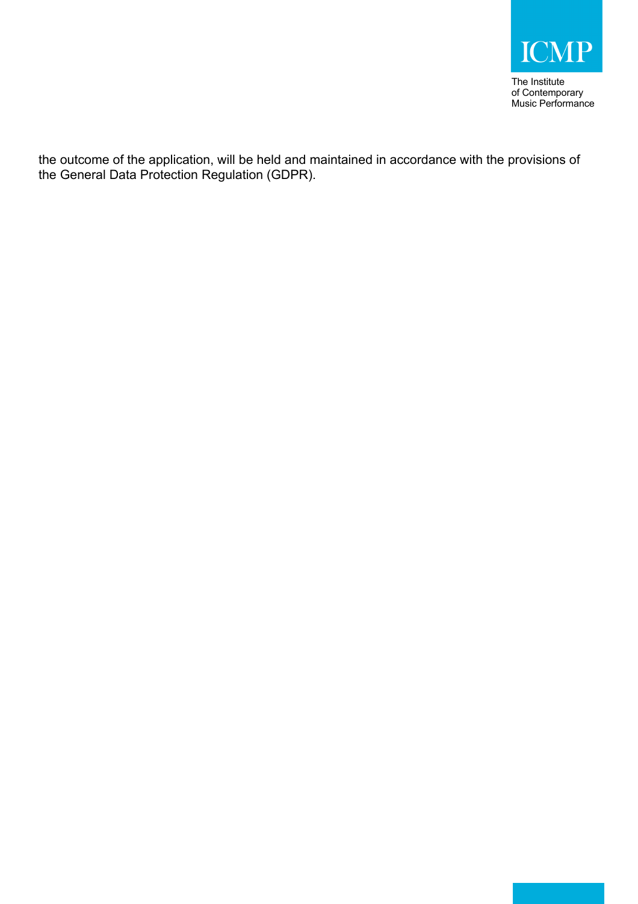the outcome of the application, will be held and maintained in accordance with the provisions of the General Data Protection Regulation (GDPR).